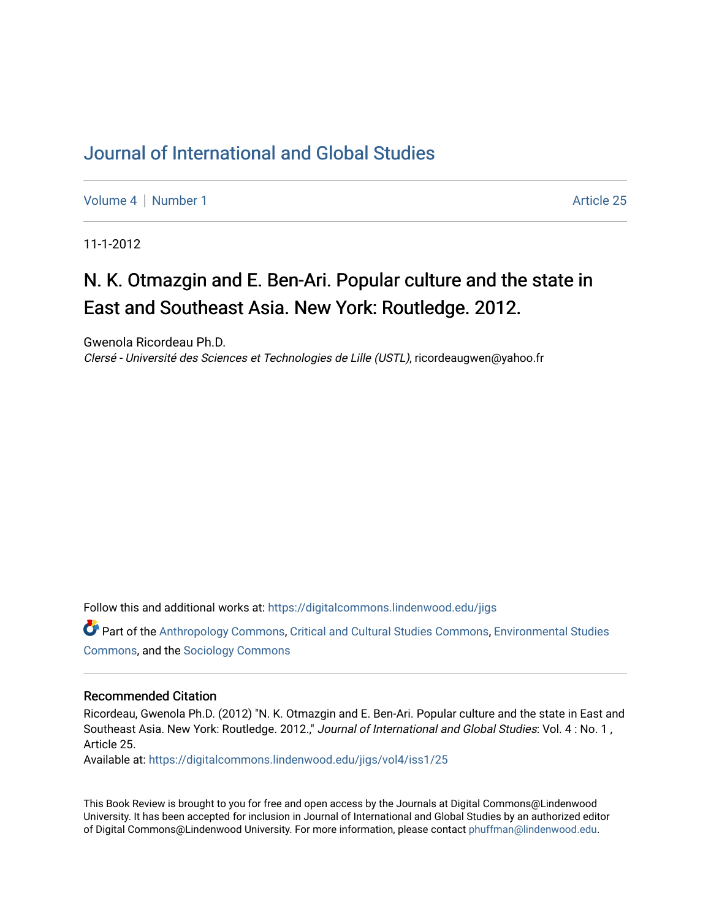# Journal of International and Global Studies

Volume 4 | Number 1 | Article 25

11-1-2012

## N. K. Otmazgin and E. Ben-Ari. Popular culture and the state in East and Southeast Asia. New York: Routledge. 2012.

Gwenola Ricordeau Ph.D.
*Clersé - Université des Sciences et Technologies de Lille (USTL)*, ricordeaugwen@yahoo.fr

Follow this and additional works at: https://digitalcommons.lindenwood.edu/jigs

Part of the Anthropology Commons, Critical and Cultural Studies Commons, Environmental Studies Commons, and the Sociology Commons

### Recommended Citation

Ricordeau, Gwenola Ph.D. (2012) "N. K. Otmazgin and E. Ben-Ari. Popular culture and the state in East and Southeast Asia. New York: Routledge. 2012.," *Journal of International and Global Studies*: Vol. 4 : No. 1 , Article 25.
Available at: https://digitalcommons.lindenwood.edu/jigs/vol4/iss1/25

This Book Review is brought to you for free and open access by the Journals at Digital Commons@Lindenwood University. It has been accepted for inclusion in Journal of International and Global Studies by an authorized editor of Digital Commons@Lindenwood University. For more information, please contact phuffman@lindenwood.edu.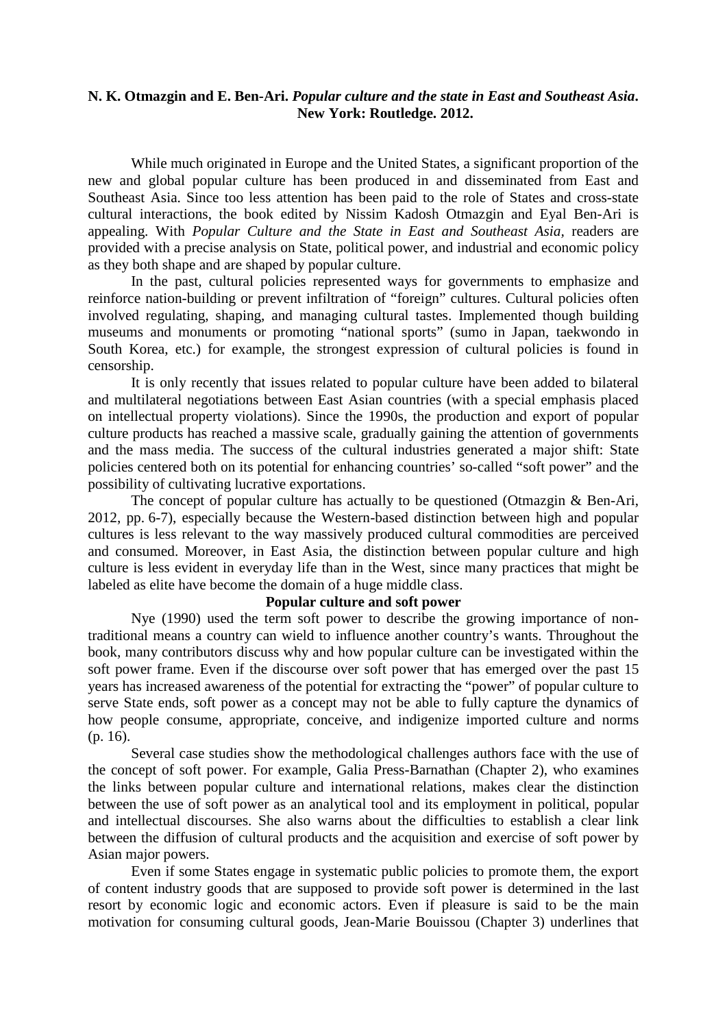**N. K. Otmazgin and E. Ben-Ari. *Popular culture and the state in East and Southeast Asia*. New York: Routledge. 2012.**

While much originated in Europe and the United States, a significant proportion of the new and global popular culture has been produced in and disseminated from East and Southeast Asia. Since too less attention has been paid to the role of States and cross-state cultural interactions, the book edited by Nissim Kadosh Otmazgin and Eyal Ben-Ari is appealing. With *Popular Culture and the State in East and Southeast Asia,* readers are provided with a precise analysis on State, political power, and industrial and economic policy as they both shape and are shaped by popular culture.

In the past, cultural policies represented ways for governments to emphasize and reinforce nation-building or prevent infiltration of "foreign" cultures. Cultural policies often involved regulating, shaping, and managing cultural tastes. Implemented though building museums and monuments or promoting "national sports" (sumo in Japan, taekwondo in South Korea, etc.) for example, the strongest expression of cultural policies is found in censorship.

It is only recently that issues related to popular culture have been added to bilateral and multilateral negotiations between East Asian countries (with a special emphasis placed on intellectual property violations). Since the 1990s, the production and export of popular culture products has reached a massive scale, gradually gaining the attention of governments and the mass media. The success of the cultural industries generated a major shift: State policies centered both on its potential for enhancing countries' so-called "soft power" and the possibility of cultivating lucrative exportations.

The concept of popular culture has actually to be questioned (Otmazgin & Ben-Ari, 2012, pp. 6-7), especially because the Western-based distinction between high and popular cultures is less relevant to the way massively produced cultural commodities are perceived and consumed. Moreover, in East Asia, the distinction between popular culture and high culture is less evident in everyday life than in the West, since many practices that might be labeled as elite have become the domain of a huge middle class.

**Popular culture and soft power**

Nye (1990) used the term soft power to describe the growing importance of non-traditional means a country can wield to influence another country's wants. Throughout the book, many contributors discuss why and how popular culture can be investigated within the soft power frame. Even if the discourse over soft power that has emerged over the past 15 years has increased awareness of the potential for extracting the "power" of popular culture to serve State ends, soft power as a concept may not be able to fully capture the dynamics of how people consume, appropriate, conceive, and indigenize imported culture and norms (p. 16).

Several case studies show the methodological challenges authors face with the use of the concept of soft power. For example, Galia Press-Barnathan (Chapter 2), who examines the links between popular culture and international relations, makes clear the distinction between the use of soft power as an analytical tool and its employment in political, popular and intellectual discourses. She also warns about the difficulties to establish a clear link between the diffusion of cultural products and the acquisition and exercise of soft power by Asian major powers.

Even if some States engage in systematic public policies to promote them, the export of content industry goods that are supposed to provide soft power is determined in the last resort by economic logic and economic actors. Even if pleasure is said to be the main motivation for consuming cultural goods, Jean-Marie Bouissou (Chapter 3) underlines that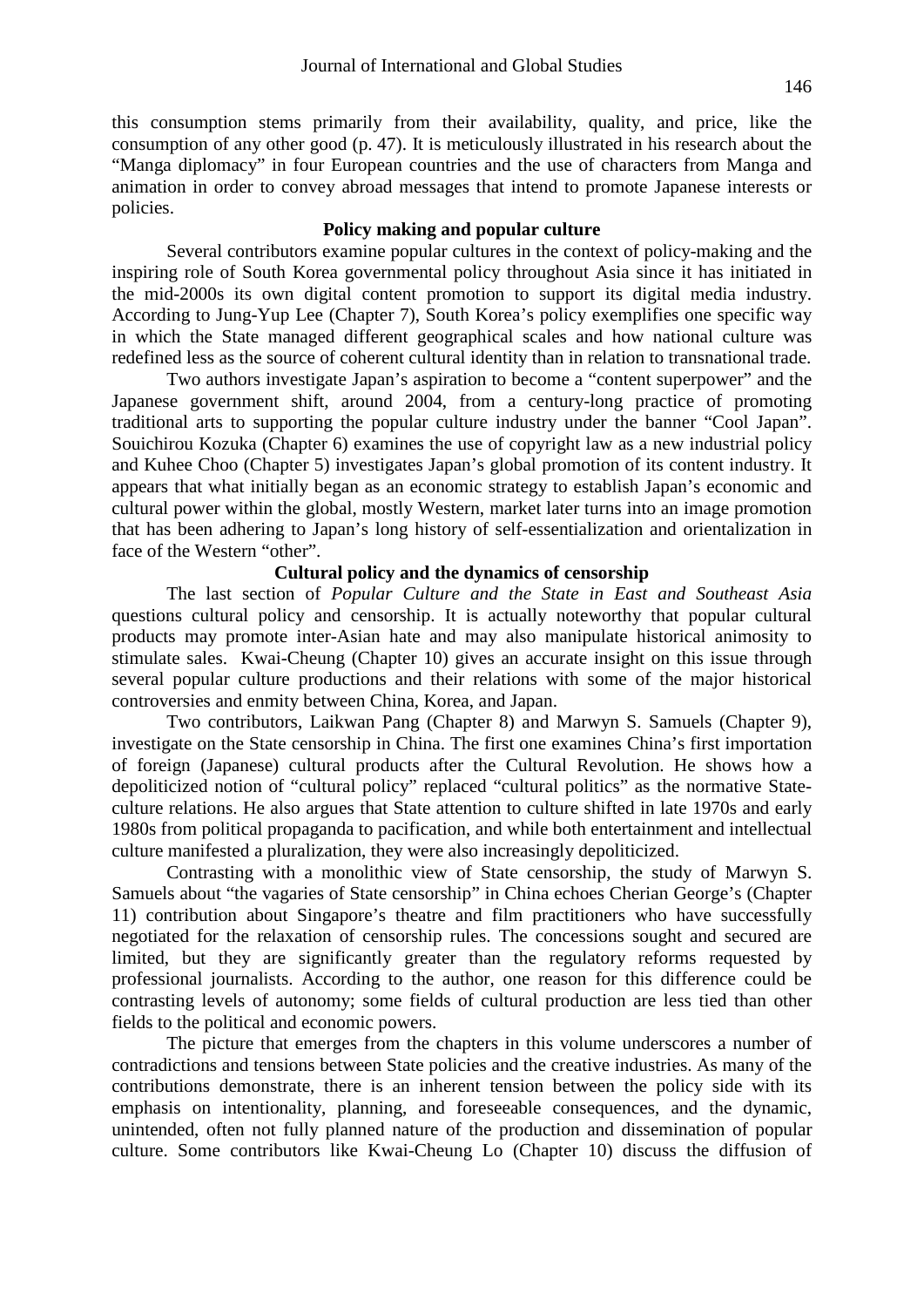this consumption stems primarily from their availability, quality, and price, like the consumption of any other good (p. 47). It is meticulously illustrated in his research about the "Manga diplomacy" in four European countries and the use of characters from Manga and animation in order to convey abroad messages that intend to promote Japanese interests or policies.

## Policy making and popular culture

Several contributors examine popular cultures in the context of policy-making and the inspiring role of South Korea governmental policy throughout Asia since it has initiated in the mid-2000s its own digital content promotion to support its digital media industry. According to Jung-Yup Lee (Chapter 7), South Korea's policy exemplifies one specific way in which the State managed different geographical scales and how national culture was redefined less as the source of coherent cultural identity than in relation to transnational trade.

Two authors investigate Japan's aspiration to become a "content superpower" and the Japanese government shift, around 2004, from a century-long practice of promoting traditional arts to supporting the popular culture industry under the banner "Cool Japan". Souichirou Kozuka (Chapter 6) examines the use of copyright law as a new industrial policy and Kuhee Choo (Chapter 5) investigates Japan's global promotion of its content industry. It appears that what initially began as an economic strategy to establish Japan's economic and cultural power within the global, mostly Western, market later turns into an image promotion that has been adhering to Japan's long history of self-essentialization and orientalization in face of the Western "other".

## Cultural policy and the dynamics of censorship

The last section of *Popular Culture and the State in East and Southeast Asia* questions cultural policy and censorship. It is actually noteworthy that popular cultural products may promote inter-Asian hate and may also manipulate historical animosity to stimulate sales. Kwai-Cheung (Chapter 10) gives an accurate insight on this issue through several popular culture productions and their relations with some of the major historical controversies and enmity between China, Korea, and Japan.

Two contributors, Laikwan Pang (Chapter 8) and Marwyn S. Samuels (Chapter 9), investigate on the State censorship in China. The first one examines China's first importation of foreign (Japanese) cultural products after the Cultural Revolution. He shows how a depoliticized notion of "cultural policy" replaced "cultural politics" as the normative State-culture relations. He also argues that State attention to culture shifted in late 1970s and early 1980s from political propaganda to pacification, and while both entertainment and intellectual culture manifested a pluralization, they were also increasingly depoliticized.

Contrasting with a monolithic view of State censorship, the study of Marwyn S. Samuels about "the vagaries of State censorship" in China echoes Cherian George's (Chapter 11) contribution about Singapore's theatre and film practitioners who have successfully negotiated for the relaxation of censorship rules. The concessions sought and secured are limited, but they are significantly greater than the regulatory reforms requested by professional journalists. According to the author, one reason for this difference could be contrasting levels of autonomy; some fields of cultural production are less tied than other fields to the political and economic powers.

The picture that emerges from the chapters in this volume underscores a number of contradictions and tensions between State policies and the creative industries. As many of the contributions demonstrate, there is an inherent tension between the policy side with its emphasis on intentionality, planning, and foreseeable consequences, and the dynamic, unintended, often not fully planned nature of the production and dissemination of popular culture. Some contributors like Kwai-Cheung Lo (Chapter 10) discuss the diffusion of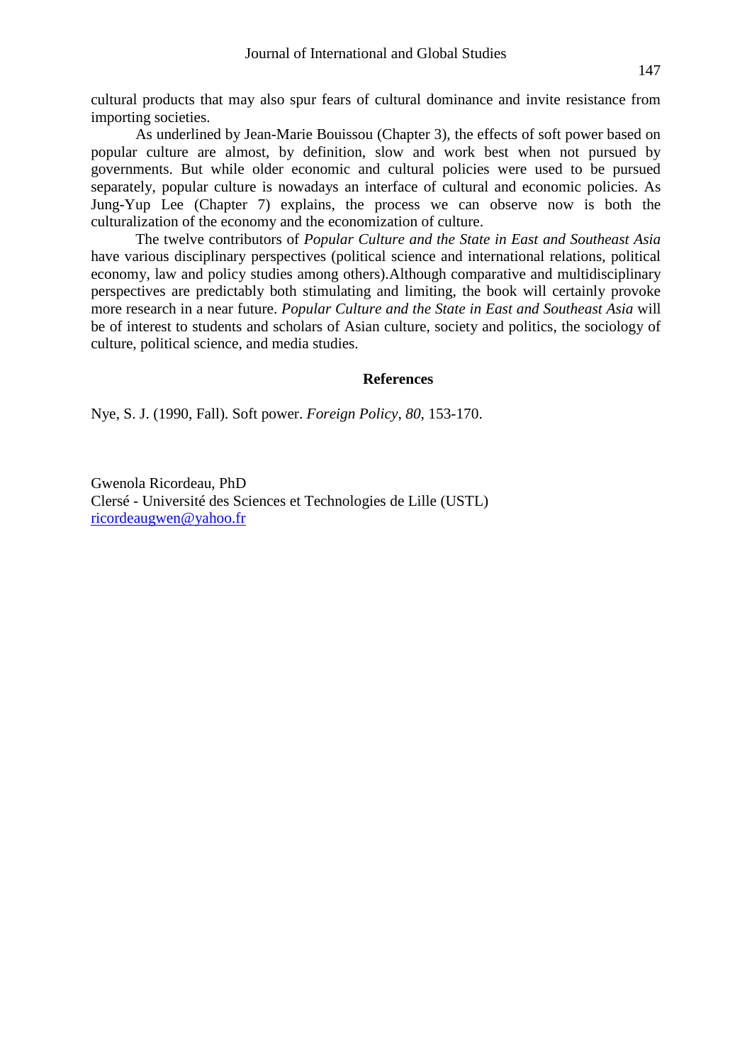cultural products that may also spur fears of cultural dominance and invite resistance from importing societies.

As underlined by Jean-Marie Bouissou (Chapter 3), the effects of soft power based on popular culture are almost, by definition, slow and work best when not pursued by governments. But while older economic and cultural policies were used to be pursued separately, popular culture is nowadays an interface of cultural and economic policies. As Jung-Yup Lee (Chapter 7) explains, the process we can observe now is both the culturalization of the economy and the economization of culture.

The twelve contributors of *Popular Culture and the State in East and Southeast Asia* have various disciplinary perspectives (political science and international relations, political economy, law and policy studies among others).Although comparative and multidisciplinary perspectives are predictably both stimulating and limiting, the book will certainly provoke more research in a near future. *Popular Culture and the State in East and Southeast Asia* will be of interest to students and scholars of Asian culture, society and politics, the sociology of culture, political science, and media studies.

## References

Nye, S. J. (1990, Fall). Soft power. *Foreign Policy, 80*, 153-170.

Gwenola Ricordeau, PhD
Clersé - Université des Sciences et Technologies de Lille (USTL)
ricordeaugwen@yahoo.fr